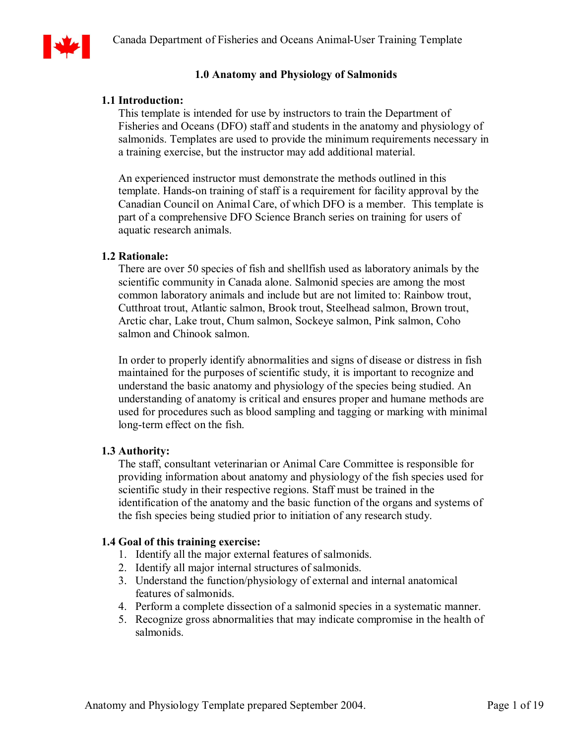## 1.0 Anatomy and Physiology of Salmonids

### 1.1 Introduction:

This template is intended for use by instructors to train the Department of Fisheries and Oceans (DFO) staff and students in the anatomy and physiology of salmonids. Templates are used to provide the minimum requirements necessary in a training exercise, but the instructor may add additional material.

An experienced instructor must demonstrate the methods outlined in this template. Hands-on training of staff is a requirement for facility approval by the Canadian Council on Animal Care, of which DFO is a member. This template is part of a comprehensive DFO Science Branch series on training for users of aquatic research animals.

### 1.2 Rationale:

There are over 50 species of fish and shellfish used as laboratory animals by the scientific community in Canada alone. Salmonid species are among the most common laboratory animals and include but are not limited to: Rainbow trout, Cutthroat trout, Atlantic salmon, Brook trout, Steelhead salmon, Brown trout, Arctic char, Lake trout, Chum salmon, Sockeye salmon, Pink salmon, Coho salmon and Chinook salmon.

In order to properly identify abnormalities and signs of disease or distress in fish maintained for the purposes of scientific study, it is important to recognize and understand the basic anatomy and physiology of the species being studied. An understanding of anatomy is critical and ensures proper and humane methods are used for procedures such as blood sampling and tagging or marking with minimal long-term effect on the fish.

### 1.3 Authority:

The staff, consultant veterinarian or Animal Care Committee is responsible for providing information about anatomy and physiology of the fish species used for scientific study in their respective regions. Staff must be trained in the identification of the anatomy and the basic function of the organs and systems of the fish species being studied prior to initiation of any research study.

### 1.4 Goal of this training exercise:

1. Identify all the major external features of salmonids.
2. Identify all major internal structures of salmonids.
3. Understand the function/physiology of external and internal anatomical features of salmonids.
4. Perform a complete dissection of a salmonid species in a systematic manner.
5. Recognize gross abnormalities that may indicate compromise in the health of salmonids.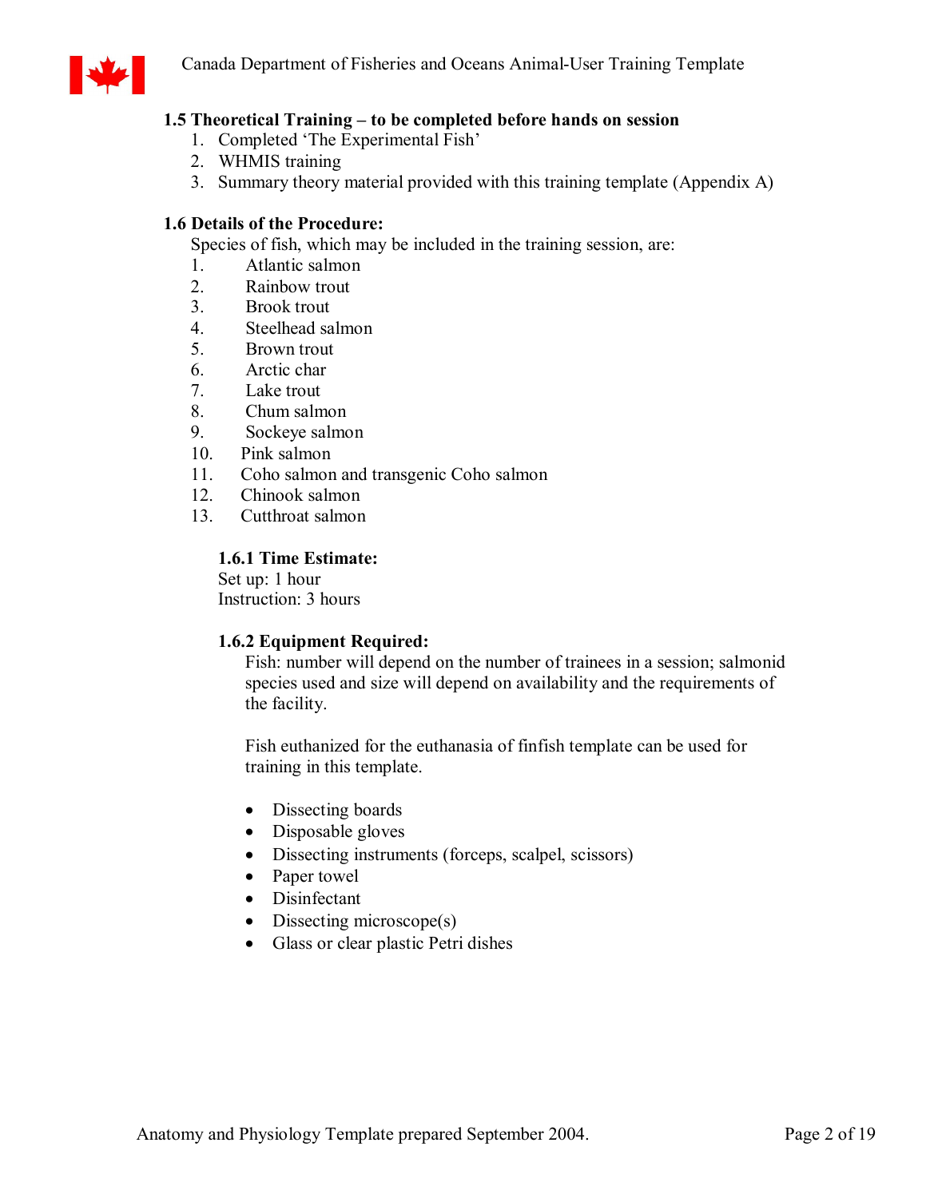### 1.5 Theoretical Training – to be completed before hands on session

1. Completed 'The Experimental Fish'
2. WHMIS training
3. Summary theory material provided with this training template (Appendix A)

### 1.6 Details of the Procedure:

Species of fish, which may be included in the training session, are:

1. Atlantic salmon
2. Rainbow trout
3. Brook trout
4. Steelhead salmon
5. Brown trout
6. Arctic char
7. Lake trout
8. Chum salmon
9. Sockeye salmon
10. Pink salmon
11. Coho salmon and transgenic Coho salmon
12. Chinook salmon
13. Cutthroat salmon

#### 1.6.1 Time Estimate:

Set up: 1 hour
Instruction: 3 hours

#### 1.6.2 Equipment Required:

Fish: number will depend on the number of trainees in a session; salmonid species used and size will depend on availability and the requirements of the facility.

Fish euthanized for the euthanasia of finfish template can be used for training in this template.

- Dissecting boards
- Disposable gloves
- Dissecting instruments (forceps, scalpel, scissors)
- Paper towel
- Disinfectant
- Dissecting microscope(s)
- Glass or clear plastic Petri dishes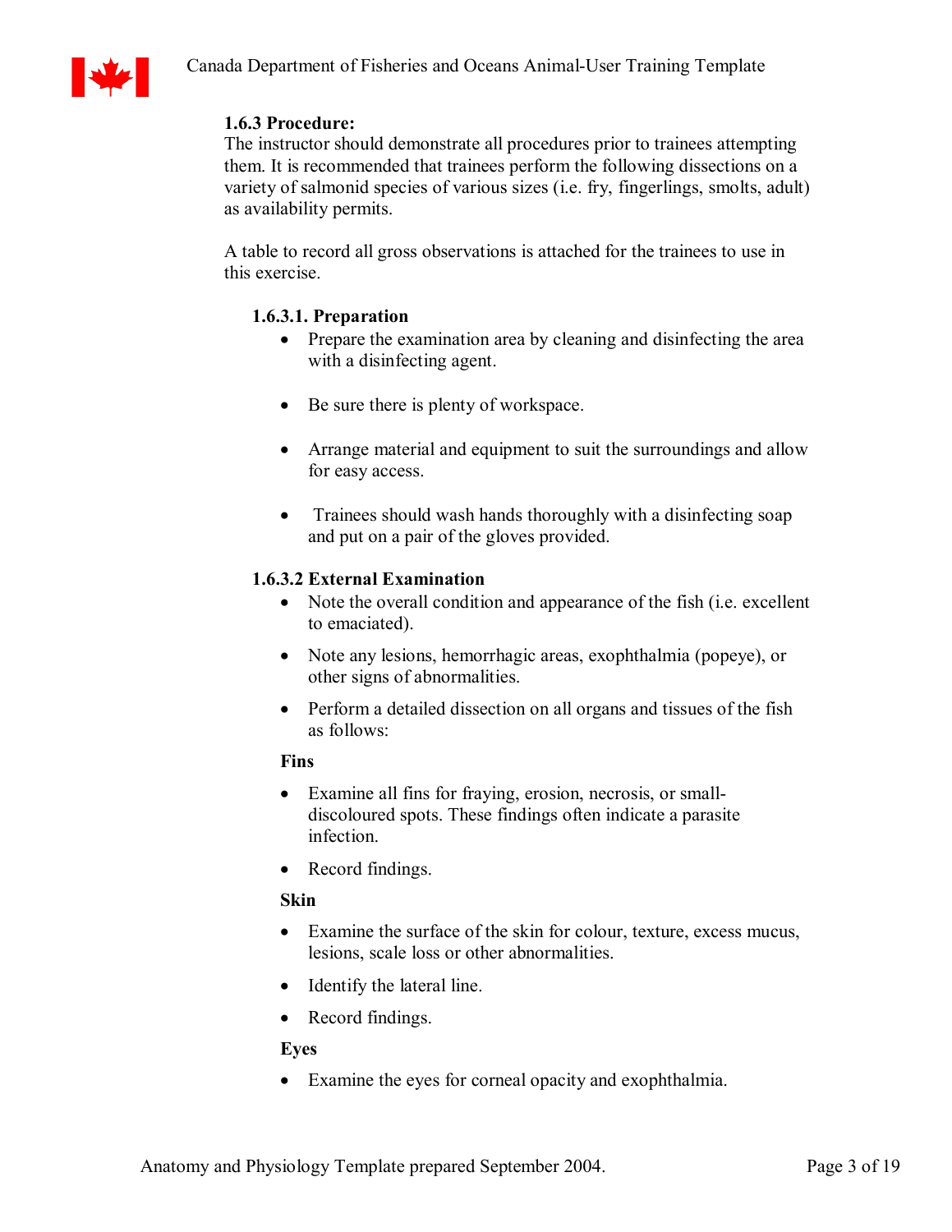### 1.6.3 Procedure:

The instructor should demonstrate all procedures prior to trainees attempting them. It is recommended that trainees perform the following dissections on a variety of salmonid species of various sizes (i.e. fry, fingerlings, smolts, adult) as availability permits.

A table to record all gross observations is attached for the trainees to use in this exercise.

#### 1.6.3.1. Preparation

- Prepare the examination area by cleaning and disinfecting the area with a disinfecting agent.
- Be sure there is plenty of workspace.
- Arrange material and equipment to suit the surroundings and allow for easy access.
- Trainees should wash hands thoroughly with a disinfecting soap and put on a pair of the gloves provided.

#### 1.6.3.2 External Examination

- Note the overall condition and appearance of the fish (i.e. excellent to emaciated).
- Note any lesions, hemorrhagic areas, exophthalmia (popeye), or other signs of abnormalities.
- Perform a detailed dissection on all organs and tissues of the fish as follows:

**Fins**

- Examine all fins for fraying, erosion, necrosis, or small-discoloured spots. These findings often indicate a parasite infection.
- Record findings.

**Skin**

- Examine the surface of the skin for colour, texture, excess mucus, lesions, scale loss or other abnormalities.
- Identify the lateral line.
- Record findings.

**Eyes**

- Examine the eyes for corneal opacity and exophthalmia.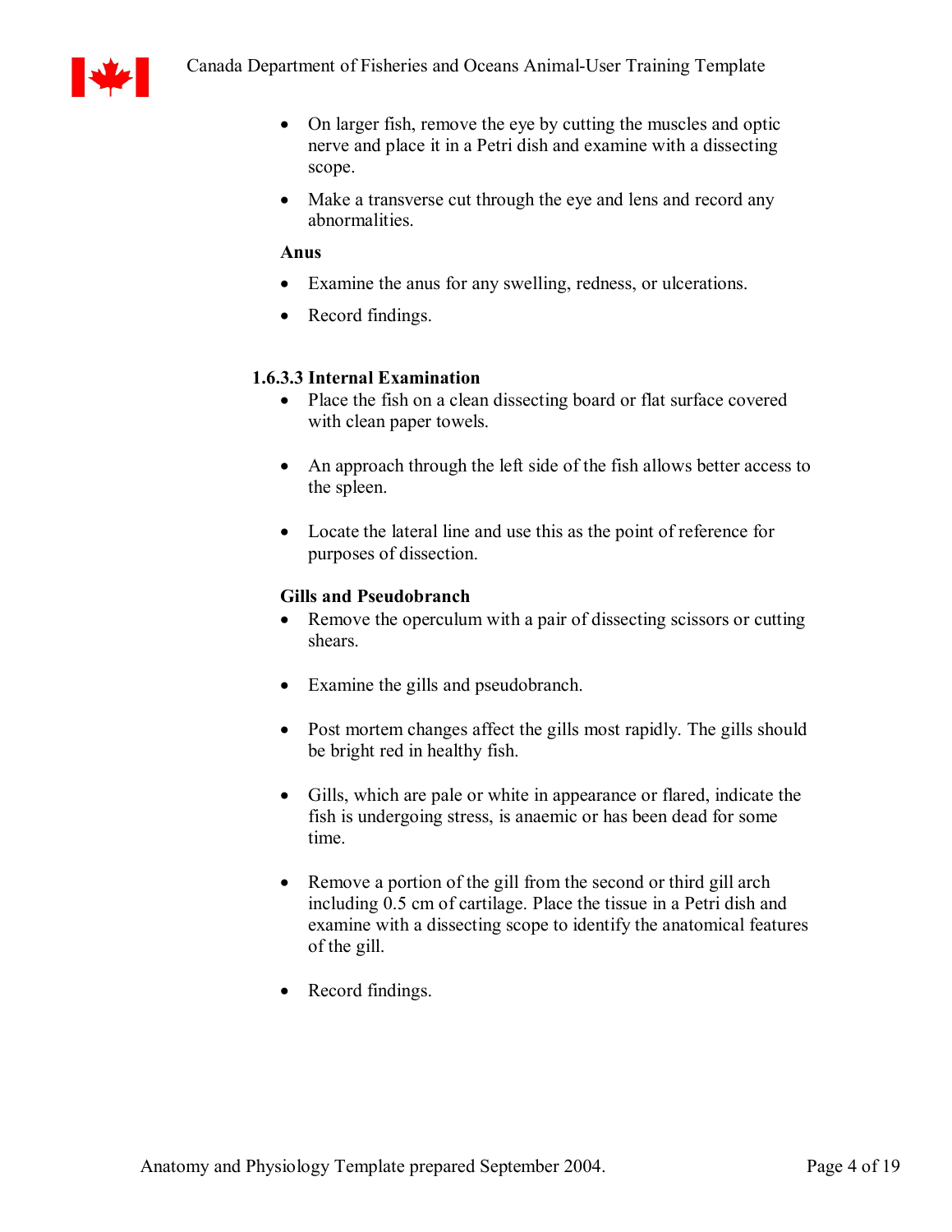- On larger fish, remove the eye by cutting the muscles and optic nerve and place it in a Petri dish and examine with a dissecting scope.
- Make a transverse cut through the eye and lens and record any abnormalities.

**Anus**

- Examine the anus for any swelling, redness, or ulcerations.
- Record findings.

### 1.6.3.3 Internal Examination

- Place the fish on a clean dissecting board or flat surface covered with clean paper towels.
- An approach through the left side of the fish allows better access to the spleen.
- Locate the lateral line and use this as the point of reference for purposes of dissection.

**Gills and Pseudobranch**

- Remove the operculum with a pair of dissecting scissors or cutting shears.
- Examine the gills and pseudobranch.
- Post mortem changes affect the gills most rapidly. The gills should be bright red in healthy fish.
- Gills, which are pale or white in appearance or flared, indicate the fish is undergoing stress, is anaemic or has been dead for some time.
- Remove a portion of the gill from the second or third gill arch including 0.5 cm of cartilage. Place the tissue in a Petri dish and examine with a dissecting scope to identify the anatomical features of the gill.
- Record findings.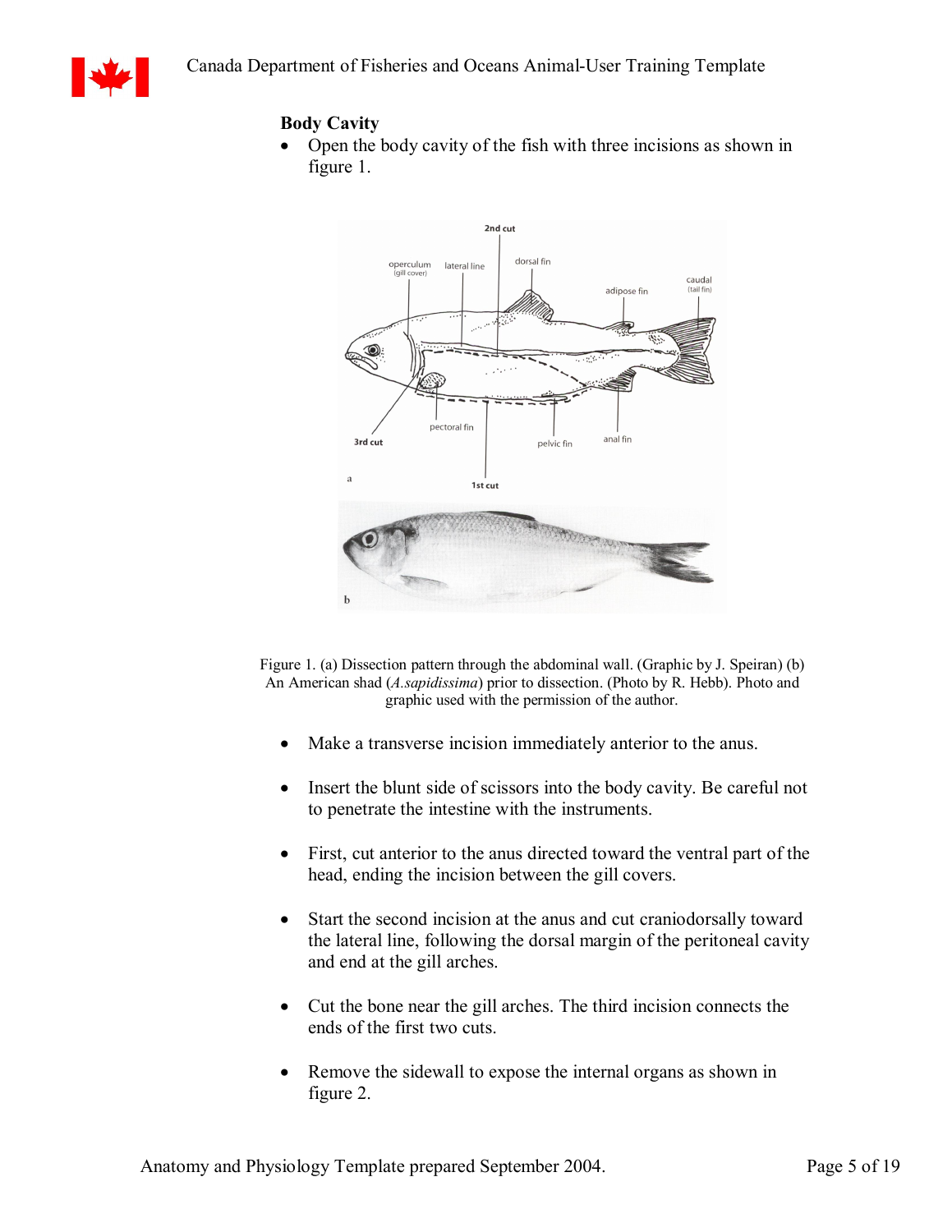## Body Cavity

- Open the body cavity of the fish with three incisions as shown in figure 1.

Figure 1. (a) Dissection pattern through the abdominal wall. (Graphic by J. Speiran) (b) An American shad (*A.sapidissima*) prior to dissection. (Photo by R. Hebb). Photo and graphic used with the permission of the author.

- Make a transverse incision immediately anterior to the anus.
- Insert the blunt side of scissors into the body cavity. Be careful not to penetrate the intestine with the instruments.
- First, cut anterior to the anus directed toward the ventral part of the head, ending the incision between the gill covers.
- Start the second incision at the anus and cut craniodorsally toward the lateral line, following the dorsal margin of the peritoneal cavity and end at the gill arches.
- Cut the bone near the gill arches. The third incision connects the ends of the first two cuts.
- Remove the sidewall to expose the internal organs as shown in figure 2.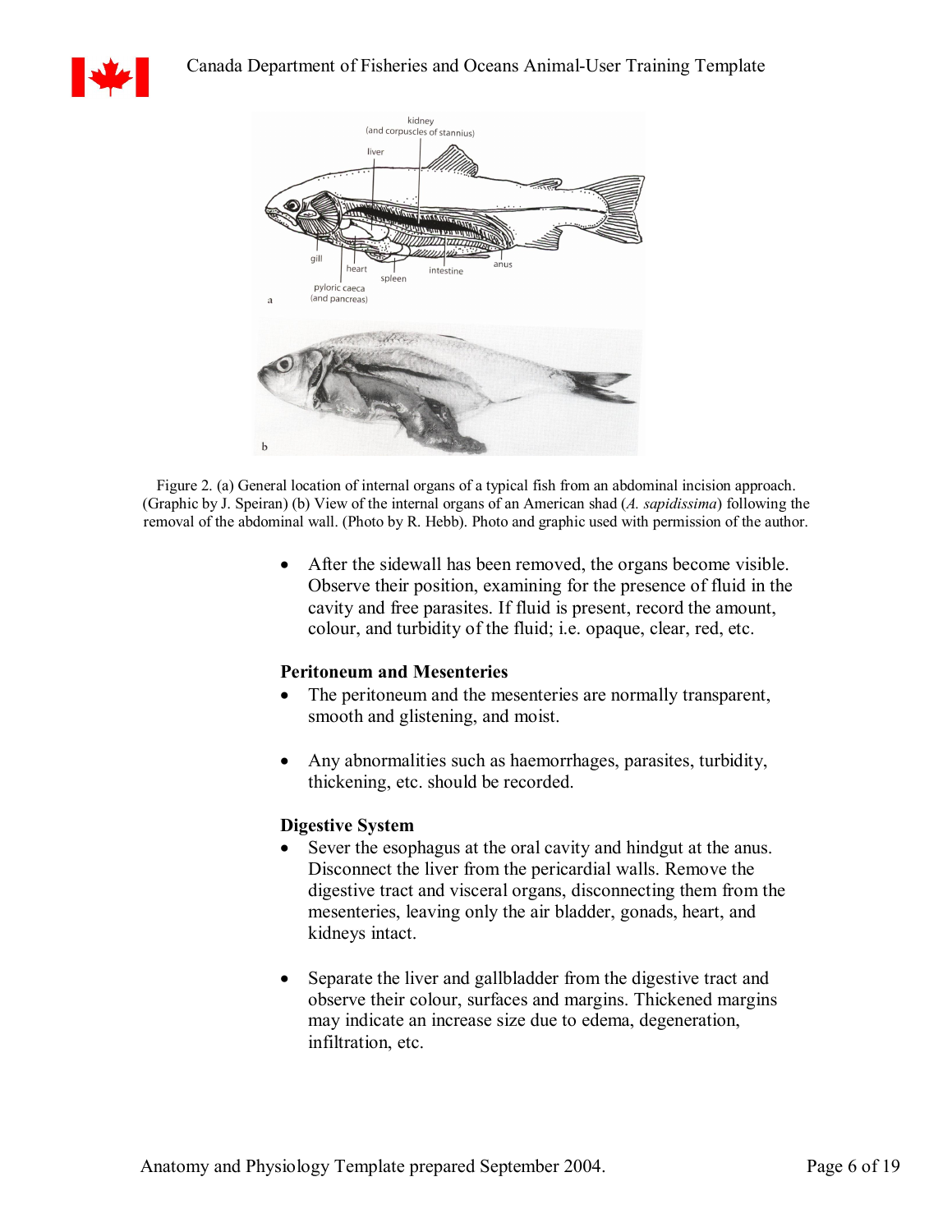Figure 2. (a) General location of internal organs of a typical fish from an abdominal incision approach. (Graphic by J. Speiran) (b) View of the internal organs of an American shad (*A. sapidissima*) following the removal of the abdominal wall. (Photo by R. Hebb). Photo and graphic used with permission of the author.

- After the sidewall has been removed, the organs become visible. Observe their position, examining for the presence of fluid in the cavity and free parasites. If fluid is present, record the amount, colour, and turbidity of the fluid; i.e. opaque, clear, red, etc.

**Peritoneum and Mesenteries**

- The peritoneum and the mesenteries are normally transparent, smooth and glistening, and moist.
- Any abnormalities such as haemorrhages, parasites, turbidity, thickening, etc. should be recorded.

**Digestive System**

- Sever the esophagus at the oral cavity and hindgut at the anus. Disconnect the liver from the pericardial walls. Remove the digestive tract and visceral organs, disconnecting them from the mesenteries, leaving only the air bladder, gonads, heart, and kidneys intact.
- Separate the liver and gallbladder from the digestive tract and observe their colour, surfaces and margins. Thickened margins may indicate an increase size due to edema, degeneration, infiltration, etc.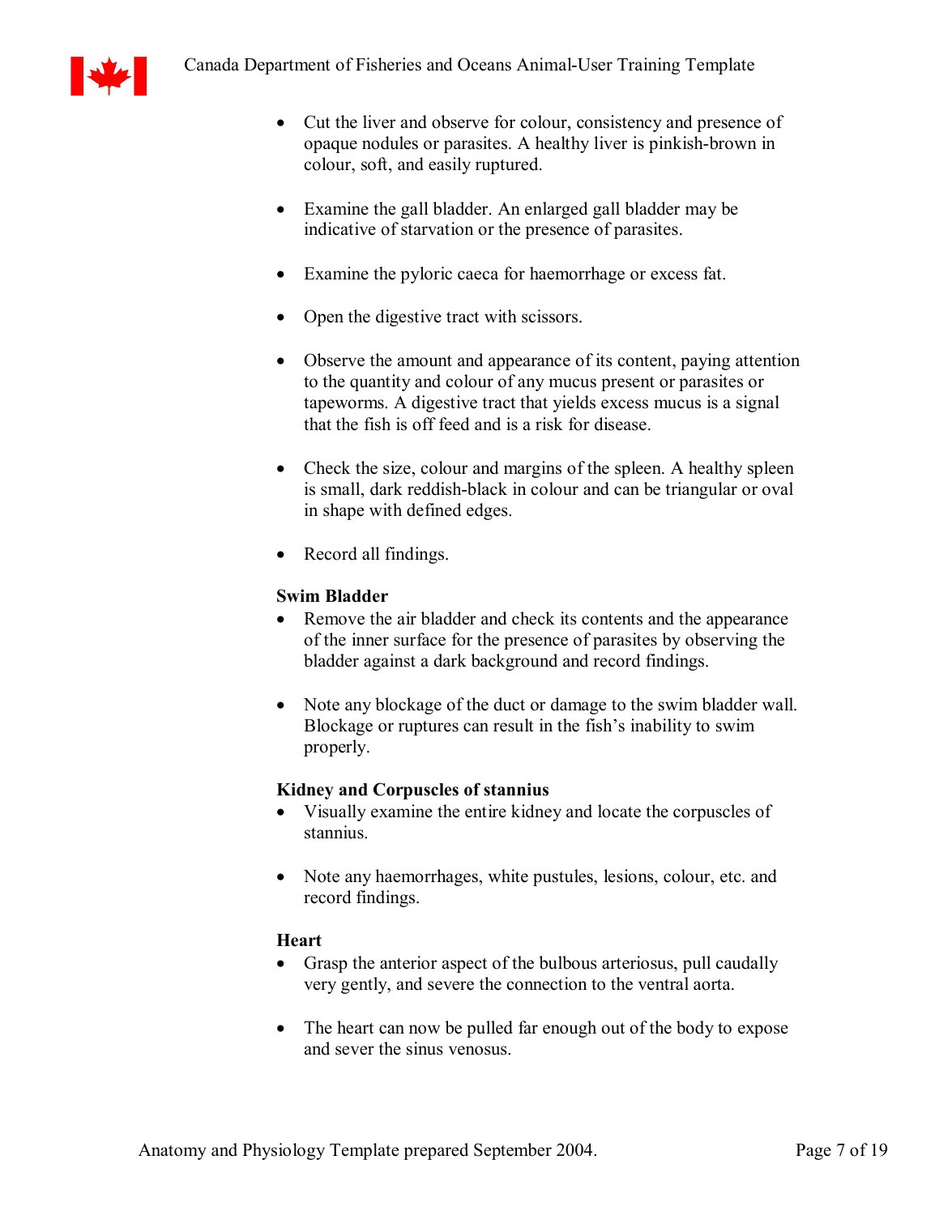- Cut the liver and observe for colour, consistency and presence of opaque nodules or parasites. A healthy liver is pinkish-brown in colour, soft, and easily ruptured.

- Examine the gall bladder. An enlarged gall bladder may be indicative of starvation or the presence of parasites.

- Examine the pyloric caeca for haemorrhage or excess fat.

- Open the digestive tract with scissors.

- Observe the amount and appearance of its content, paying attention to the quantity and colour of any mucus present or parasites or tapeworms. A digestive tract that yields excess mucus is a signal that the fish is off feed and is a risk for disease.

- Check the size, colour and margins of the spleen. A healthy spleen is small, dark reddish-black in colour and can be triangular or oval in shape with defined edges.

- Record all findings.

**Swim Bladder**

- Remove the air bladder and check its contents and the appearance of the inner surface for the presence of parasites by observing the bladder against a dark background and record findings.

- Note any blockage of the duct or damage to the swim bladder wall. Blockage or ruptures can result in the fish's inability to swim properly.

**Kidney and Corpuscles of stannius**

- Visually examine the entire kidney and locate the corpuscles of stannius.

- Note any haemorrhages, white pustules, lesions, colour, etc. and record findings.

**Heart**

- Grasp the anterior aspect of the bulbous arteriosus, pull caudally very gently, and severe the connection to the ventral aorta.

- The heart can now be pulled far enough out of the body to expose and sever the sinus venosus.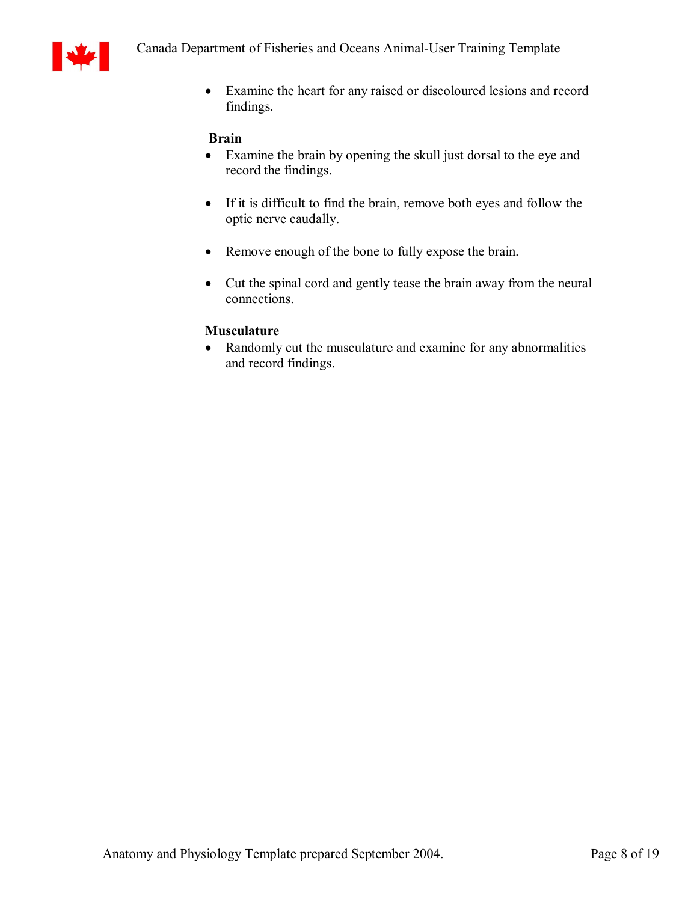- Examine the heart for any raised or discoloured lesions and record findings.

**Brain**

- Examine the brain by opening the skull just dorsal to the eye and record the findings.
- If it is difficult to find the brain, remove both eyes and follow the optic nerve caudally.
- Remove enough of the bone to fully expose the brain.
- Cut the spinal cord and gently tease the brain away from the neural connections.

**Musculature**

- Randomly cut the musculature and examine for any abnormalities and record findings.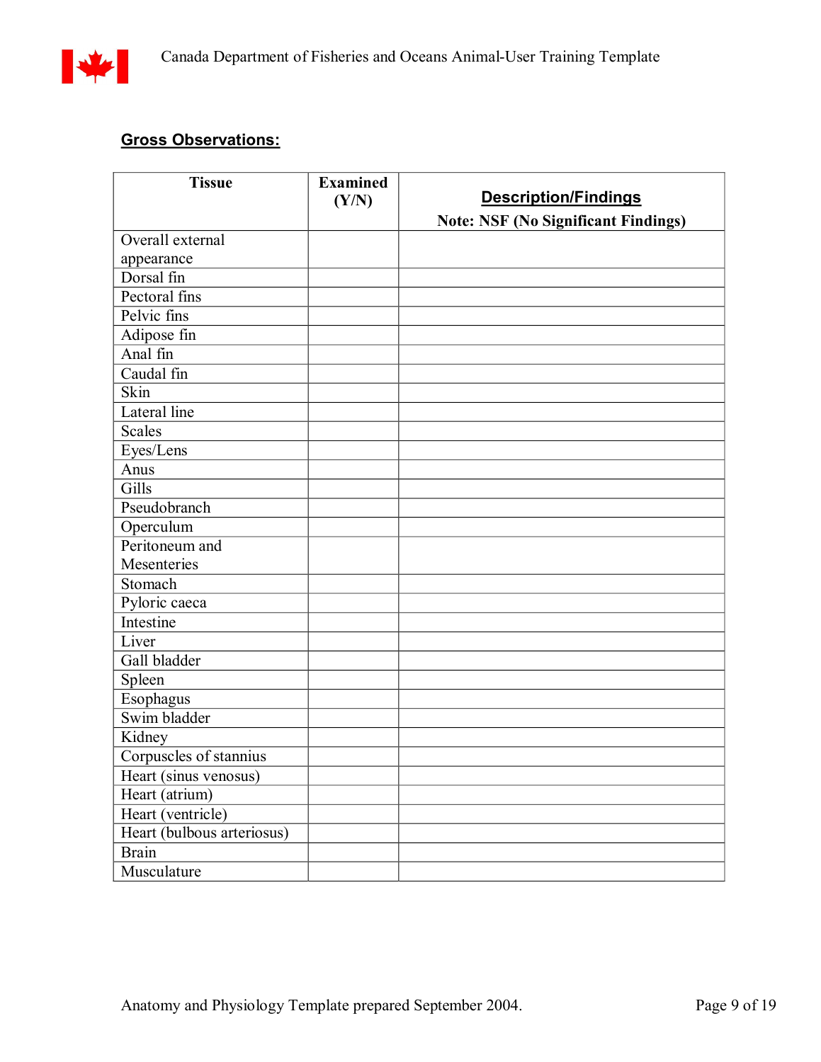## Gross Observations:

| Tissue | Examined (Y/N) | **Description/Findings** Note: NSF (No Significant Findings) |
|---|---|---|
| Overall external appearance | | |
| Dorsal fin | | |
| Pectoral fins | | |
| Pelvic fins | | |
| Adipose fin | | |
| Anal fin | | |
| Caudal fin | | |
| Skin | | |
| Lateral line | | |
| Scales | | |
| Eyes/Lens | | |
| Anus | | |
| Gills | | |
| Pseudobranch | | |
| Operculum | | |
| Peritoneum and Mesenteries | | |
| Stomach | | |
| Pyloric caeca | | |
| Intestine | | |
| Liver | | |
| Gall bladder | | |
| Spleen | | |
| Esophagus | | |
| Swim bladder | | |
| Kidney | | |
| Corpuscles of stannius | | |
| Heart (sinus venosus) | | |
| Heart (atrium) | | |
| Heart (ventricle) | | |
| Heart (bulbous arteriosus) | | |
| Brain | | |
| Musculature | | |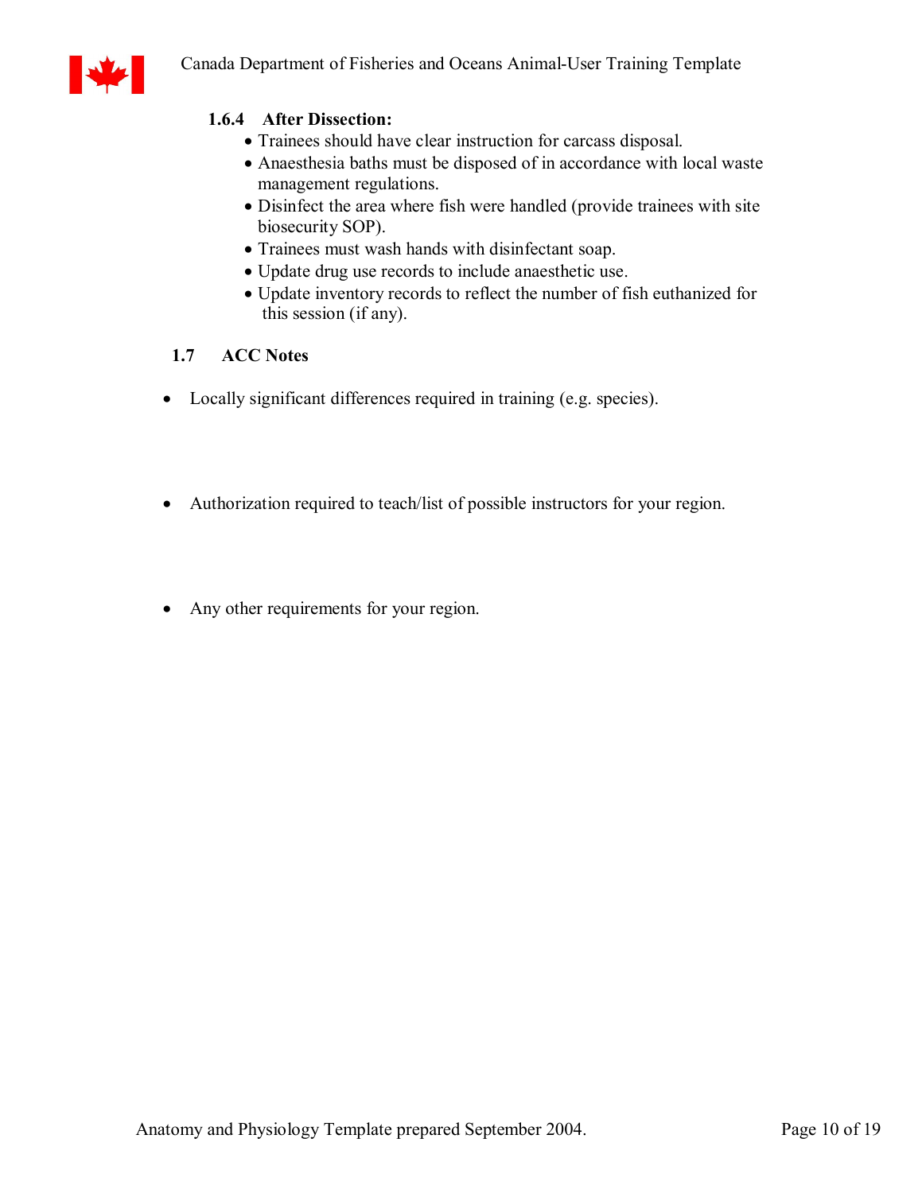#### 1.6.4 After Dissection:

- Trainees should have clear instruction for carcass disposal.
- Anaesthesia baths must be disposed of in accordance with local waste management regulations.
- Disinfect the area where fish were handled (provide trainees with site biosecurity SOP).
- Trainees must wash hands with disinfectant soap.
- Update drug use records to include anaesthetic use.
- Update inventory records to reflect the number of fish euthanized for this session (if any).

### 1.7 ACC Notes

- Locally significant differences required in training (e.g. species).

- Authorization required to teach/list of possible instructors for your region.

- Any other requirements for your region.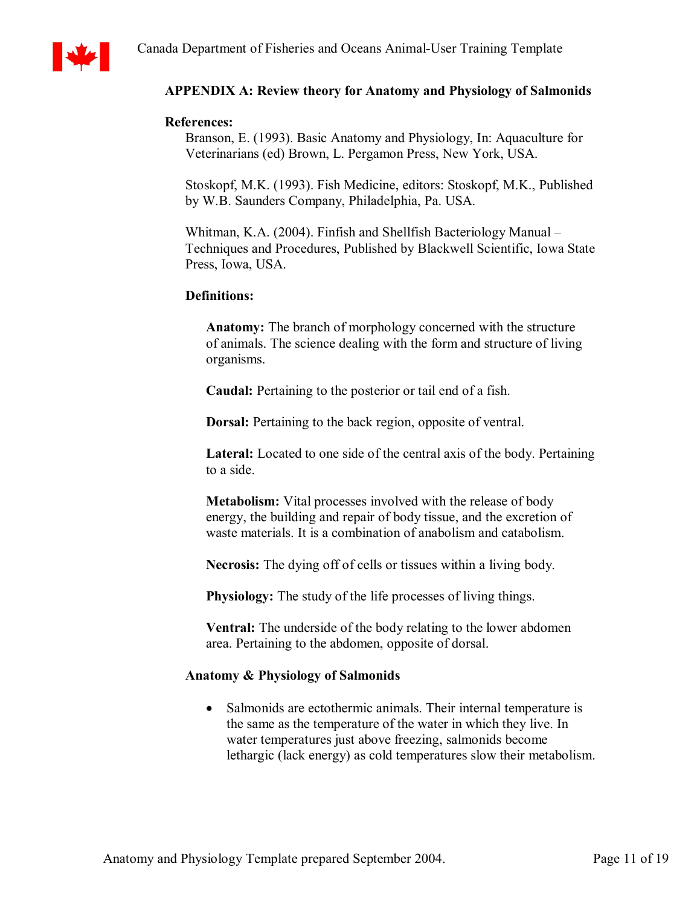## APPENDIX A: Review theory for Anatomy and Physiology of Salmonids

**References:**

Branson, E. (1993). Basic Anatomy and Physiology, In: Aquaculture for Veterinarians (ed) Brown, L. Pergamon Press, New York, USA.

Stoskopf, M.K. (1993). Fish Medicine, editors: Stoskopf, M.K., Published by W.B. Saunders Company, Philadelphia, Pa. USA.

Whitman, K.A. (2004). Finfish and Shellfish Bacteriology Manual – Techniques and Procedures, Published by Blackwell Scientific, Iowa State Press, Iowa, USA.

### Definitions:

**Anatomy:** The branch of morphology concerned with the structure of animals. The science dealing with the form and structure of living organisms.

**Caudal:** Pertaining to the posterior or tail end of a fish.

**Dorsal:** Pertaining to the back region, opposite of ventral.

**Lateral:** Located to one side of the central axis of the body. Pertaining to a side.

**Metabolism:** Vital processes involved with the release of body energy, the building and repair of body tissue, and the excretion of waste materials. It is a combination of anabolism and catabolism.

**Necrosis:** The dying off of cells or tissues within a living body.

**Physiology:** The study of the life processes of living things.

**Ventral:** The underside of the body relating to the lower abdomen area. Pertaining to the abdomen, opposite of dorsal.

### Anatomy & Physiology of Salmonids

- Salmonids are ectothermic animals. Their internal temperature is the same as the temperature of the water in which they live. In water temperatures just above freezing, salmonids become lethargic (lack energy) as cold temperatures slow their metabolism.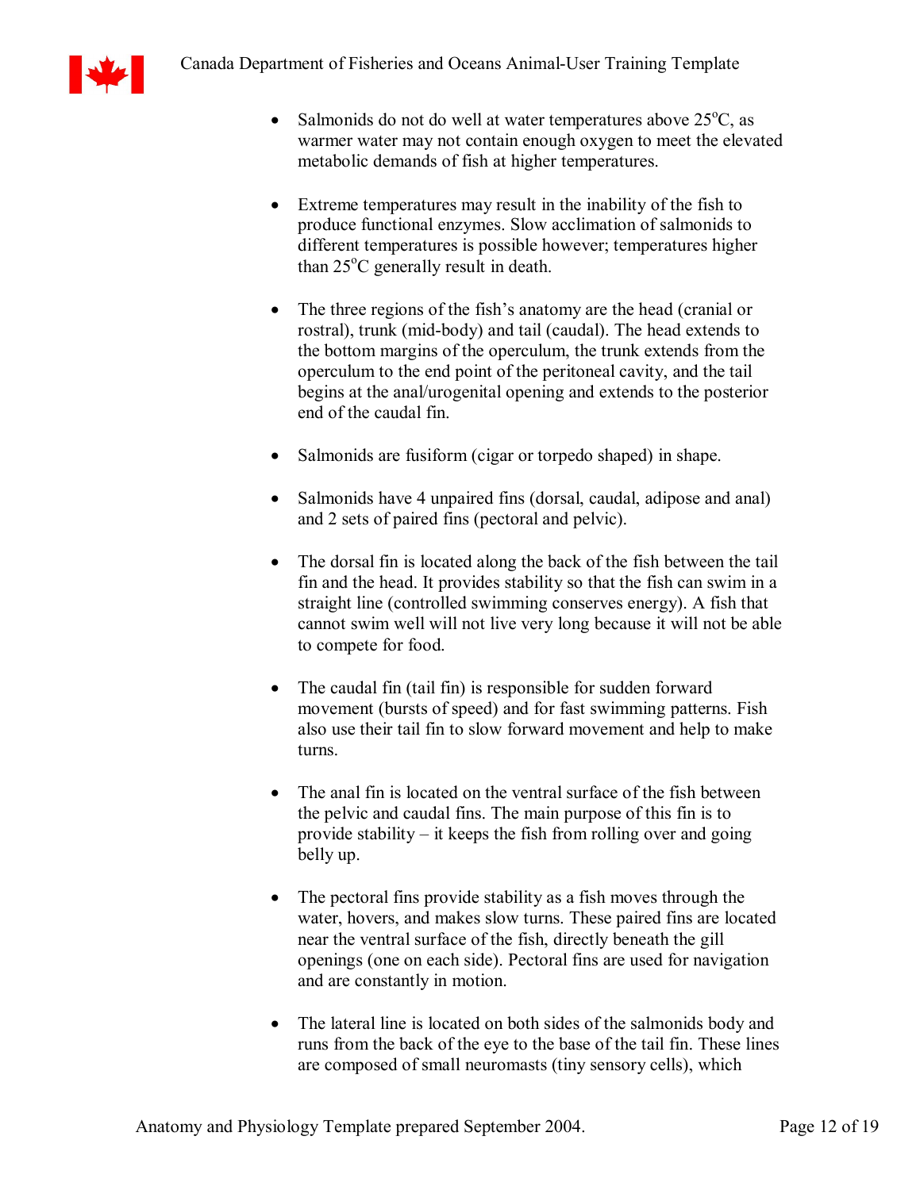- Salmonids do not do well at water temperatures above 25°C, as warmer water may not contain enough oxygen to meet the elevated metabolic demands of fish at higher temperatures.

- Extreme temperatures may result in the inability of the fish to produce functional enzymes. Slow acclimation of salmonids to different temperatures is possible however; temperatures higher than 25°C generally result in death.

- The three regions of the fish's anatomy are the head (cranial or rostral), trunk (mid-body) and tail (caudal). The head extends to the bottom margins of the operculum, the trunk extends from the operculum to the end point of the peritoneal cavity, and the tail begins at the anal/urogenital opening and extends to the posterior end of the caudal fin.

- Salmonids are fusiform (cigar or torpedo shaped) in shape.

- Salmonids have 4 unpaired fins (dorsal, caudal, adipose and anal) and 2 sets of paired fins (pectoral and pelvic).

- The dorsal fin is located along the back of the fish between the tail fin and the head. It provides stability so that the fish can swim in a straight line (controlled swimming conserves energy). A fish that cannot swim well will not live very long because it will not be able to compete for food.

- The caudal fin (tail fin) is responsible for sudden forward movement (bursts of speed) and for fast swimming patterns. Fish also use their tail fin to slow forward movement and help to make turns.

- The anal fin is located on the ventral surface of the fish between the pelvic and caudal fins. The main purpose of this fin is to provide stability – it keeps the fish from rolling over and going belly up.

- The pectoral fins provide stability as a fish moves through the water, hovers, and makes slow turns. These paired fins are located near the ventral surface of the fish, directly beneath the gill openings (one on each side). Pectoral fins are used for navigation and are constantly in motion.

- The lateral line is located on both sides of the salmonids body and runs from the back of the eye to the base of the tail fin. These lines are composed of small neuromasts (tiny sensory cells), which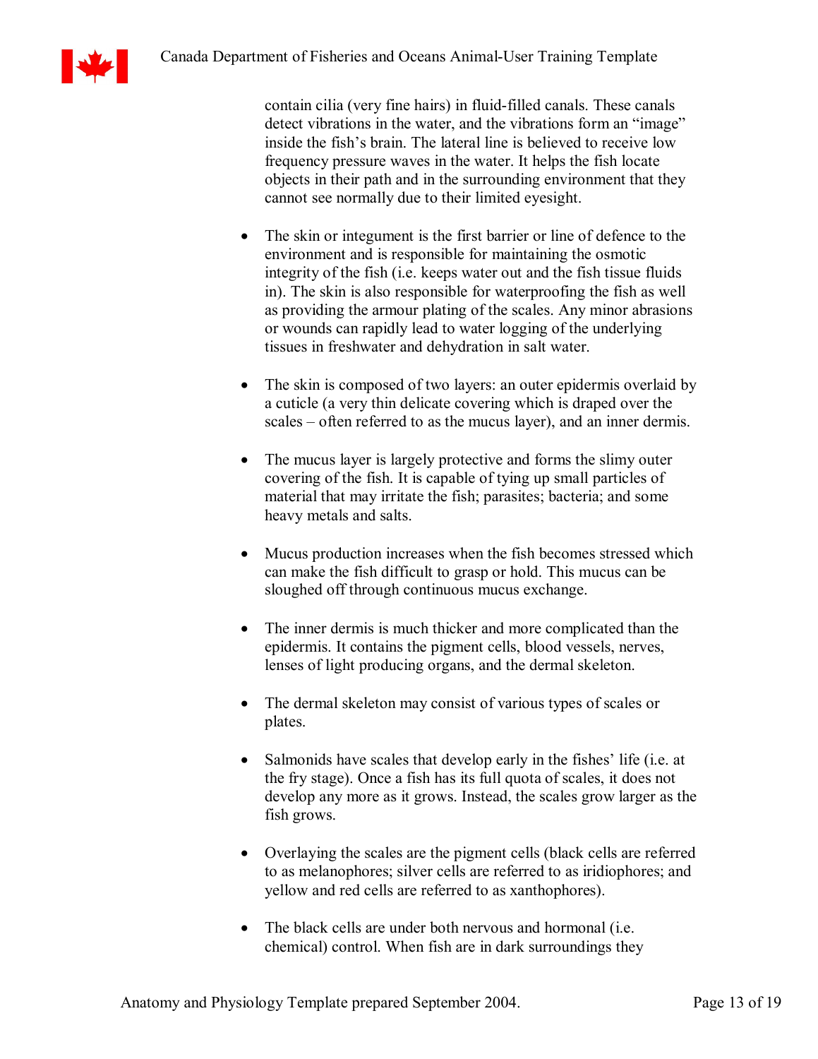contain cilia (very fine hairs) in fluid-filled canals. These canals detect vibrations in the water, and the vibrations form an "image" inside the fish's brain. The lateral line is believed to receive low frequency pressure waves in the water. It helps the fish locate objects in their path and in the surrounding environment that they cannot see normally due to their limited eyesight.

- The skin or integument is the first barrier or line of defence to the environment and is responsible for maintaining the osmotic integrity of the fish (i.e. keeps water out and the fish tissue fluids in). The skin is also responsible for waterproofing the fish as well as providing the armour plating of the scales. Any minor abrasions or wounds can rapidly lead to water logging of the underlying tissues in freshwater and dehydration in salt water.

- The skin is composed of two layers: an outer epidermis overlaid by a cuticle (a very thin delicate covering which is draped over the scales – often referred to as the mucus layer), and an inner dermis.

- The mucus layer is largely protective and forms the slimy outer covering of the fish. It is capable of tying up small particles of material that may irritate the fish; parasites; bacteria; and some heavy metals and salts.

- Mucus production increases when the fish becomes stressed which can make the fish difficult to grasp or hold. This mucus can be sloughed off through continuous mucus exchange.

- The inner dermis is much thicker and more complicated than the epidermis. It contains the pigment cells, blood vessels, nerves, lenses of light producing organs, and the dermal skeleton.

- The dermal skeleton may consist of various types of scales or plates.

- Salmonids have scales that develop early in the fishes' life (i.e. at the fry stage). Once a fish has its full quota of scales, it does not develop any more as it grows. Instead, the scales grow larger as the fish grows.

- Overlaying the scales are the pigment cells (black cells are referred to as melanophores; silver cells are referred to as iridiophores; and yellow and red cells are referred to as xanthophores).

- The black cells are under both nervous and hormonal (i.e. chemical) control. When fish are in dark surroundings they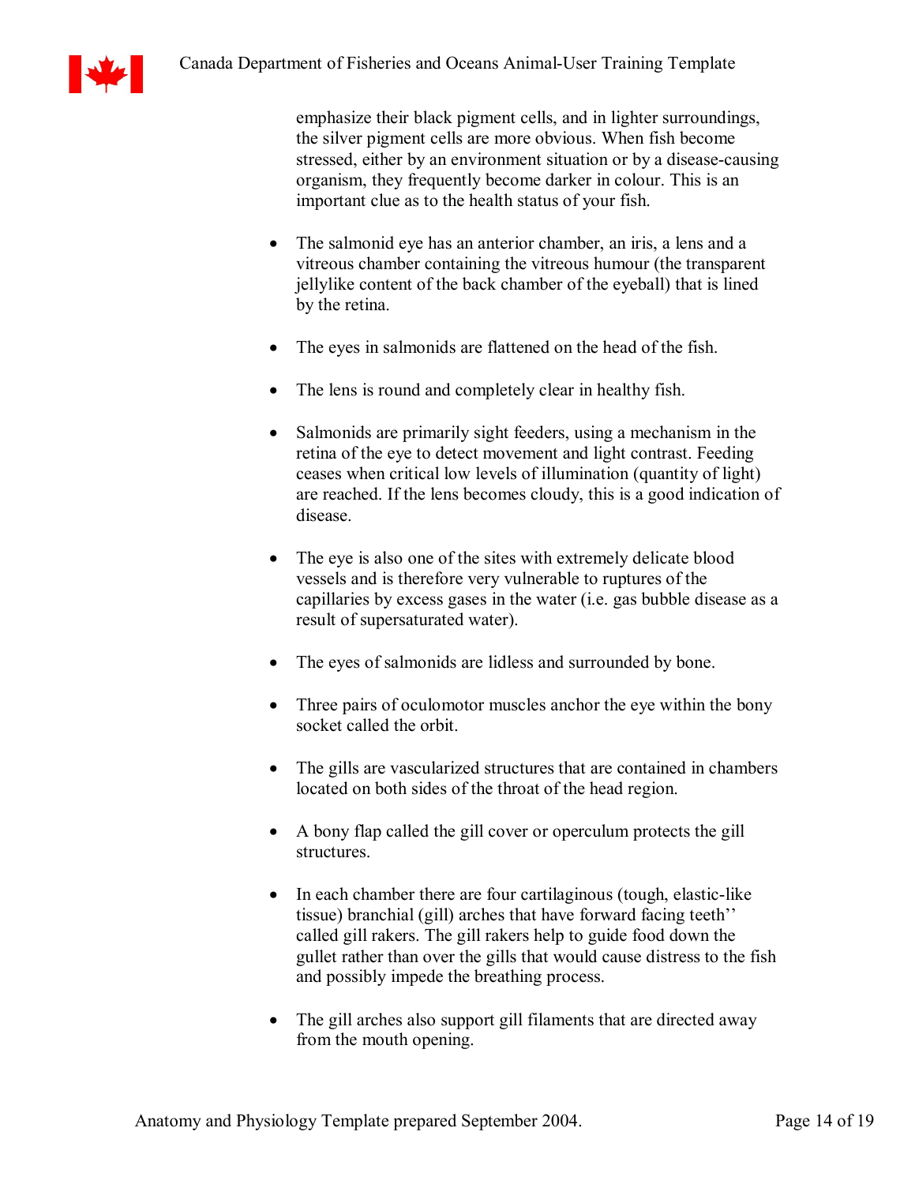emphasize their black pigment cells, and in lighter surroundings, the silver pigment cells are more obvious. When fish become stressed, either by an environment situation or by a disease-causing organism, they frequently become darker in colour. This is an important clue as to the health status of your fish.

- The salmonid eye has an anterior chamber, an iris, a lens and a vitreous chamber containing the vitreous humour (the transparent jellylike content of the back chamber of the eyeball) that is lined by the retina.

- The eyes in salmonids are flattened on the head of the fish.

- The lens is round and completely clear in healthy fish.

- Salmonids are primarily sight feeders, using a mechanism in the retina of the eye to detect movement and light contrast. Feeding ceases when critical low levels of illumination (quantity of light) are reached. If the lens becomes cloudy, this is a good indication of disease.

- The eye is also one of the sites with extremely delicate blood vessels and is therefore very vulnerable to ruptures of the capillaries by excess gases in the water (i.e. gas bubble disease as a result of supersaturated water).

- The eyes of salmonids are lidless and surrounded by bone.

- Three pairs of oculomotor muscles anchor the eye within the bony socket called the orbit.

- The gills are vascularized structures that are contained in chambers located on both sides of the throat of the head region.

- A bony flap called the gill cover or operculum protects the gill structures.

- In each chamber there are four cartilaginous (tough, elastic-like tissue) branchial (gill) arches that have forward facing teeth'' called gill rakers. The gill rakers help to guide food down the gullet rather than over the gills that would cause distress to the fish and possibly impede the breathing process.

- The gill arches also support gill filaments that are directed away from the mouth opening.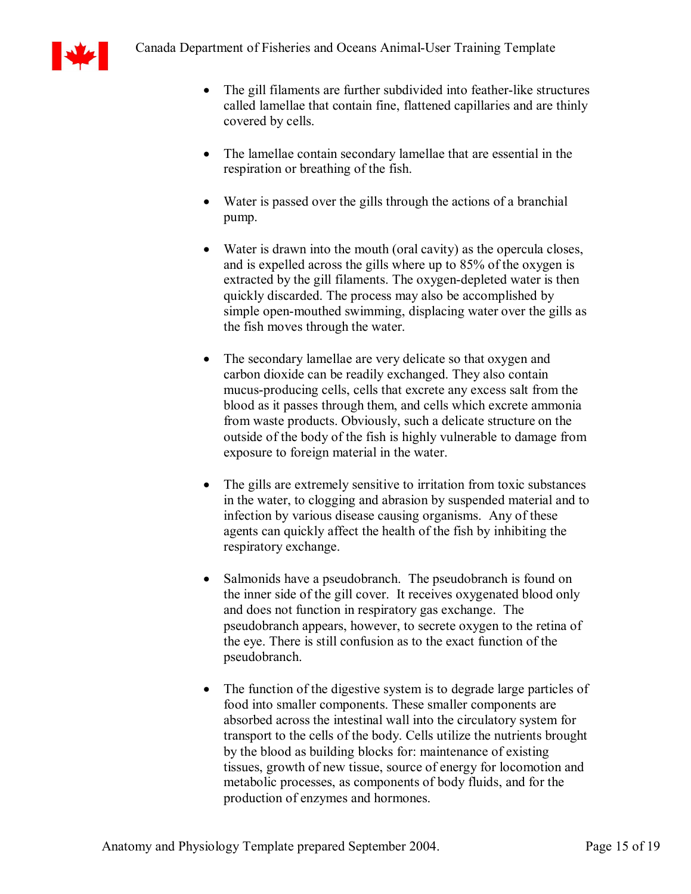- The gill filaments are further subdivided into feather-like structures called lamellae that contain fine, flattened capillaries and are thinly covered by cells.

- The lamellae contain secondary lamellae that are essential in the respiration or breathing of the fish.

- Water is passed over the gills through the actions of a branchial pump.

- Water is drawn into the mouth (oral cavity) as the opercula closes, and is expelled across the gills where up to 85% of the oxygen is extracted by the gill filaments. The oxygen-depleted water is then quickly discarded. The process may also be accomplished by simple open-mouthed swimming, displacing water over the gills as the fish moves through the water.

- The secondary lamellae are very delicate so that oxygen and carbon dioxide can be readily exchanged. They also contain mucus-producing cells, cells that excrete any excess salt from the blood as it passes through them, and cells which excrete ammonia from waste products. Obviously, such a delicate structure on the outside of the body of the fish is highly vulnerable to damage from exposure to foreign material in the water.

- The gills are extremely sensitive to irritation from toxic substances in the water, to clogging and abrasion by suspended material and to infection by various disease causing organisms. Any of these agents can quickly affect the health of the fish by inhibiting the respiratory exchange.

- Salmonids have a pseudobranch. The pseudobranch is found on the inner side of the gill cover. It receives oxygenated blood only and does not function in respiratory gas exchange. The pseudobranch appears, however, to secrete oxygen to the retina of the eye. There is still confusion as to the exact function of the pseudobranch.

- The function of the digestive system is to degrade large particles of food into smaller components. These smaller components are absorbed across the intestinal wall into the circulatory system for transport to the cells of the body. Cells utilize the nutrients brought by the blood as building blocks for: maintenance of existing tissues, growth of new tissue, source of energy for locomotion and metabolic processes, as components of body fluids, and for the production of enzymes and hormones.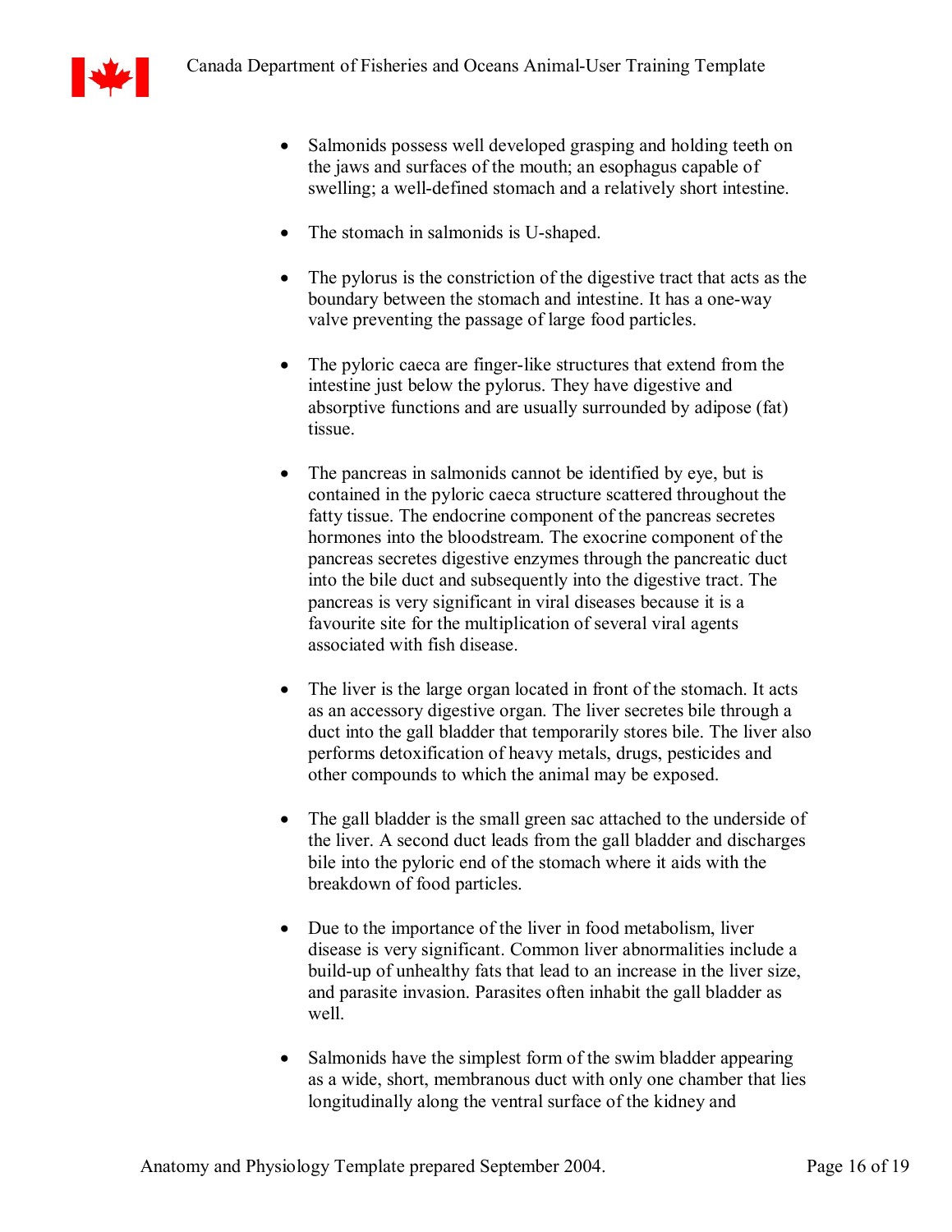- Salmonids possess well developed grasping and holding teeth on the jaws and surfaces of the mouth; an esophagus capable of swelling; a well-defined stomach and a relatively short intestine.

- The stomach in salmonids is U-shaped.

- The pylorus is the constriction of the digestive tract that acts as the boundary between the stomach and intestine. It has a one-way valve preventing the passage of large food particles.

- The pyloric caeca are finger-like structures that extend from the intestine just below the pylorus. They have digestive and absorptive functions and are usually surrounded by adipose (fat) tissue.

- The pancreas in salmonids cannot be identified by eye, but is contained in the pyloric caeca structure scattered throughout the fatty tissue. The endocrine component of the pancreas secretes hormones into the bloodstream. The exocrine component of the pancreas secretes digestive enzymes through the pancreatic duct into the bile duct and subsequently into the digestive tract. The pancreas is very significant in viral diseases because it is a favourite site for the multiplication of several viral agents associated with fish disease.

- The liver is the large organ located in front of the stomach. It acts as an accessory digestive organ. The liver secretes bile through a duct into the gall bladder that temporarily stores bile. The liver also performs detoxification of heavy metals, drugs, pesticides and other compounds to which the animal may be exposed.

- The gall bladder is the small green sac attached to the underside of the liver. A second duct leads from the gall bladder and discharges bile into the pyloric end of the stomach where it aids with the breakdown of food particles.

- Due to the importance of the liver in food metabolism, liver disease is very significant. Common liver abnormalities include a build-up of unhealthy fats that lead to an increase in the liver size, and parasite invasion. Parasites often inhabit the gall bladder as well.

- Salmonids have the simplest form of the swim bladder appearing as a wide, short, membranous duct with only one chamber that lies longitudinally along the ventral surface of the kidney and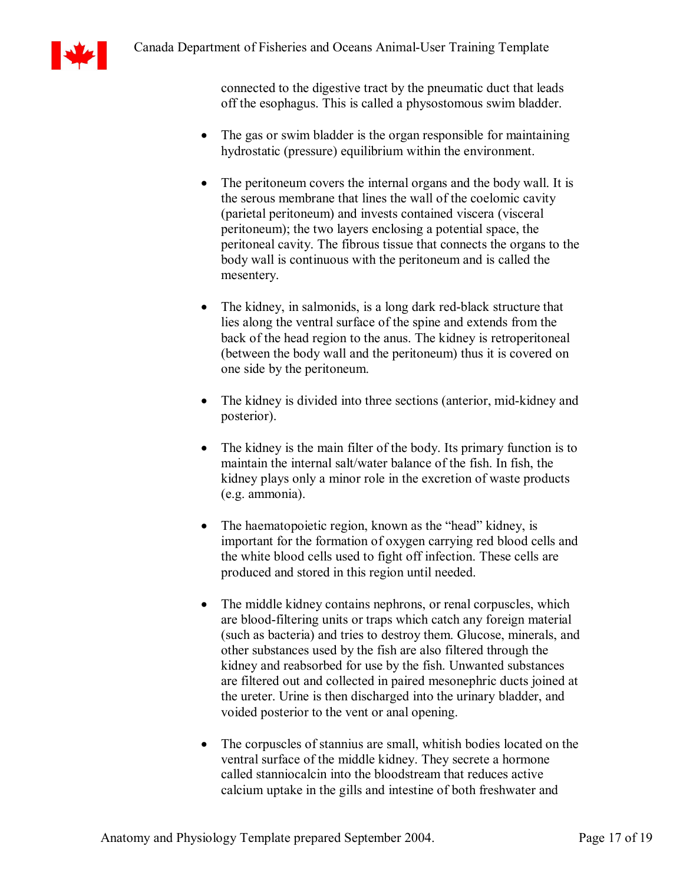connected to the digestive tract by the pneumatic duct that leads off the esophagus. This is called a physostomous swim bladder.

- The gas or swim bladder is the organ responsible for maintaining hydrostatic (pressure) equilibrium within the environment.

- The peritoneum covers the internal organs and the body wall. It is the serous membrane that lines the wall of the coelomic cavity (parietal peritoneum) and invests contained viscera (visceral peritoneum); the two layers enclosing a potential space, the peritoneal cavity. The fibrous tissue that connects the organs to the body wall is continuous with the peritoneum and is called the mesentery.

- The kidney, in salmonids, is a long dark red-black structure that lies along the ventral surface of the spine and extends from the back of the head region to the anus. The kidney is retroperitoneal (between the body wall and the peritoneum) thus it is covered on one side by the peritoneum.

- The kidney is divided into three sections (anterior, mid-kidney and posterior).

- The kidney is the main filter of the body. Its primary function is to maintain the internal salt/water balance of the fish. In fish, the kidney plays only a minor role in the excretion of waste products (e.g. ammonia).

- The haematopoietic region, known as the "head" kidney, is important for the formation of oxygen carrying red blood cells and the white blood cells used to fight off infection. These cells are produced and stored in this region until needed.

- The middle kidney contains nephrons, or renal corpuscles, which are blood-filtering units or traps which catch any foreign material (such as bacteria) and tries to destroy them. Glucose, minerals, and other substances used by the fish are also filtered through the kidney and reabsorbed for use by the fish. Unwanted substances are filtered out and collected in paired mesonephric ducts joined at the ureter. Urine is then discharged into the urinary bladder, and voided posterior to the vent or anal opening.

- The corpuscles of stannius are small, whitish bodies located on the ventral surface of the middle kidney. They secrete a hormone called stanniocalcin into the bloodstream that reduces active calcium uptake in the gills and intestine of both freshwater and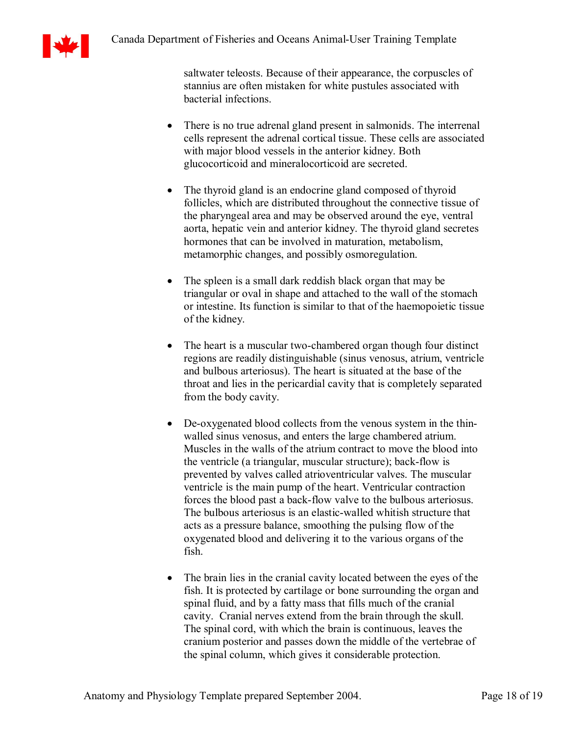saltwater teleosts. Because of their appearance, the corpuscles of stannius are often mistaken for white pustules associated with bacterial infections.

- There is no true adrenal gland present in salmonids. The interrenal cells represent the adrenal cortical tissue. These cells are associated with major blood vessels in the anterior kidney. Both glucocorticoid and mineralocorticoid are secreted.

- The thyroid gland is an endocrine gland composed of thyroid follicles, which are distributed throughout the connective tissue of the pharyngeal area and may be observed around the eye, ventral aorta, hepatic vein and anterior kidney. The thyroid gland secretes hormones that can be involved in maturation, metabolism, metamorphic changes, and possibly osmoregulation.

- The spleen is a small dark reddish black organ that may be triangular or oval in shape and attached to the wall of the stomach or intestine. Its function is similar to that of the haemopoietic tissue of the kidney.

- The heart is a muscular two-chambered organ though four distinct regions are readily distinguishable (sinus venosus, atrium, ventricle and bulbous arteriosus). The heart is situated at the base of the throat and lies in the pericardial cavity that is completely separated from the body cavity.

- De-oxygenated blood collects from the venous system in the thin-walled sinus venosus, and enters the large chambered atrium. Muscles in the walls of the atrium contract to move the blood into the ventricle (a triangular, muscular structure); back-flow is prevented by valves called atrioventricular valves. The muscular ventricle is the main pump of the heart. Ventricular contraction forces the blood past a back-flow valve to the bulbous arteriosus. The bulbous arteriosus is an elastic-walled whitish structure that acts as a pressure balance, smoothing the pulsing flow of the oxygenated blood and delivering it to the various organs of the fish.

- The brain lies in the cranial cavity located between the eyes of the fish. It is protected by cartilage or bone surrounding the organ and spinal fluid, and by a fatty mass that fills much of the cranial cavity. Cranial nerves extend from the brain through the skull. The spinal cord, with which the brain is continuous, leaves the cranium posterior and passes down the middle of the vertebrae of the spinal column, which gives it considerable protection.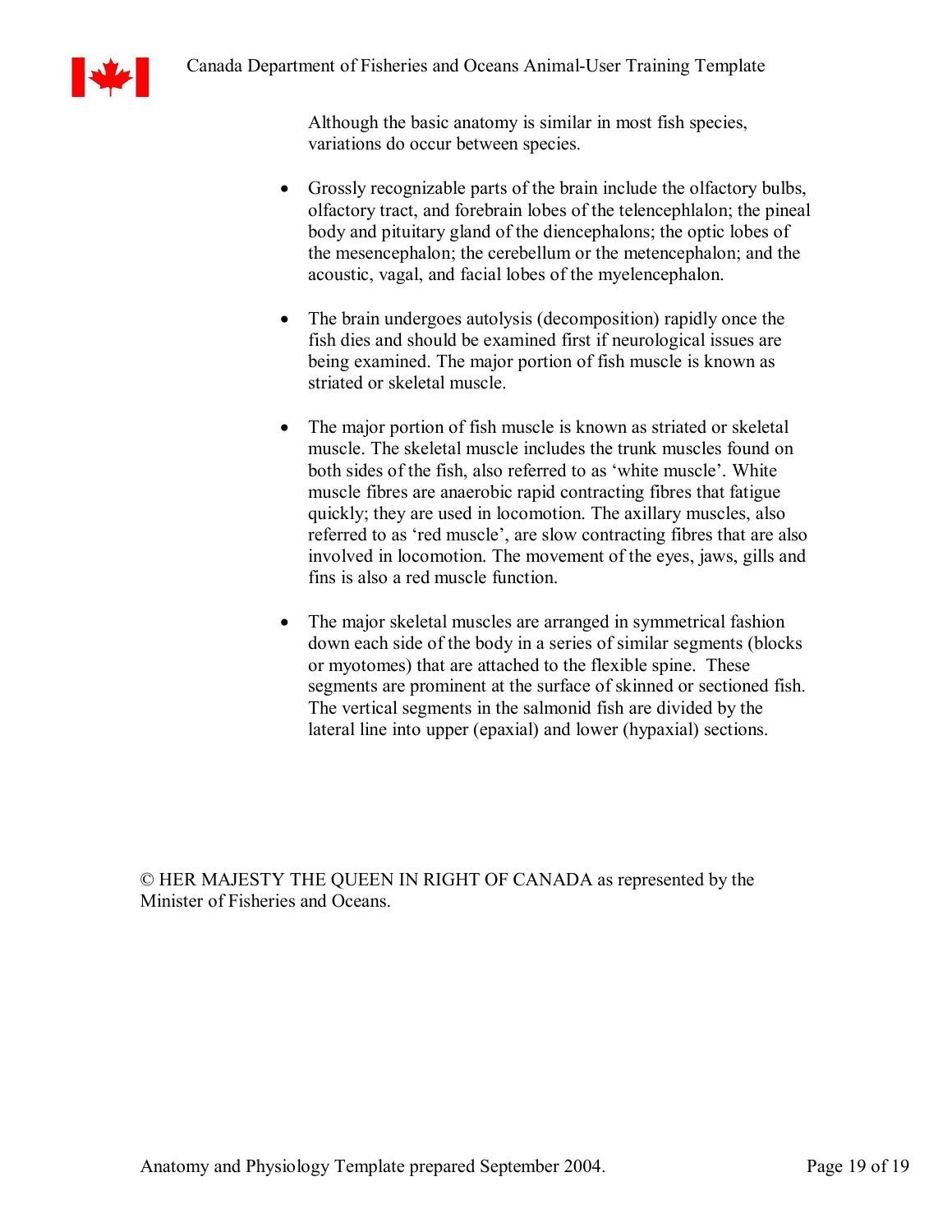Although the basic anatomy is similar in most fish species, variations do occur between species.

- Grossly recognizable parts of the brain include the olfactory bulbs, olfactory tract, and forebrain lobes of the telencephlalon; the pineal body and pituitary gland of the diencephalons; the optic lobes of the mesencephalon; the cerebellum or the metencephalon; and the acoustic, vagal, and facial lobes of the myelencephalon.

- The brain undergoes autolysis (decomposition) rapidly once the fish dies and should be examined first if neurological issues are being examined. The major portion of fish muscle is known as striated or skeletal muscle.

- The major portion of fish muscle is known as striated or skeletal muscle. The skeletal muscle includes the trunk muscles found on both sides of the fish, also referred to as 'white muscle'. White muscle fibres are anaerobic rapid contracting fibres that fatigue quickly; they are used in locomotion. The axillary muscles, also referred to as 'red muscle', are slow contracting fibres that are also involved in locomotion. The movement of the eyes, jaws, gills and fins is also a red muscle function.

- The major skeletal muscles are arranged in symmetrical fashion down each side of the body in a series of similar segments (blocks or myotomes) that are attached to the flexible spine. These segments are prominent at the surface of skinned or sectioned fish. The vertical segments in the salmonid fish are divided by the lateral line into upper (epaxial) and lower (hypaxial) sections.

© HER MAJESTY THE QUEEN IN RIGHT OF CANADA as represented by the Minister of Fisheries and Oceans.